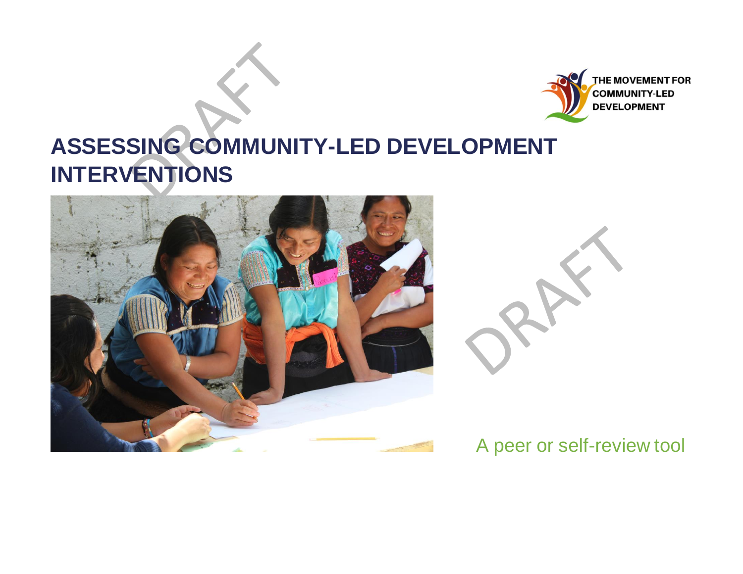THE MOVEMENT FOR COMMUNITY-LED DEVELOPMENT

# ASSESSING COMMUNITY-LED DEVELOPMENT INTERVENTIONS

A peer or self-review tool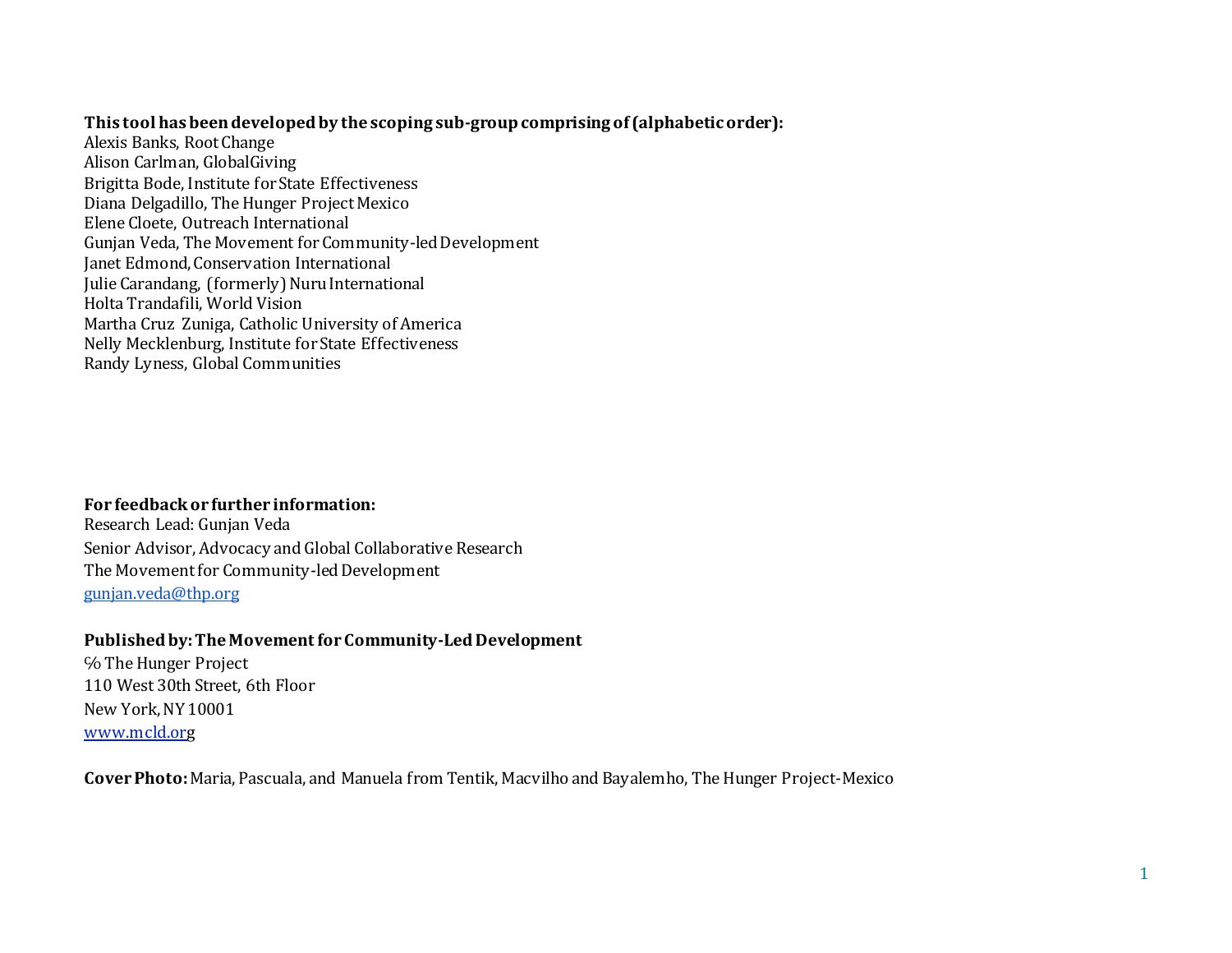**This tool has been developed by the scoping sub-group comprising of (alphabetic order):**

Alexis Banks, Root Change
Alison Carlman, GlobalGiving
Brigitta Bode, Institute for State Effectiveness
Diana Delgadillo, The Hunger Project Mexico
Elene Cloete, Outreach International
Gunjan Veda, The Movement for Community-led Development
Janet Edmond, Conservation International
Julie Carandang, (formerly) Nuru International
Holta Trandafili, World Vision
Martha Cruz Zuniga, Catholic University of America
Nelly Mecklenburg, Institute for State Effectiveness
Randy Lyness, Global Communities

**For feedback or further information:**

Research Lead: Gunjan Veda
Senior Advisor, Advocacy and Global Collaborative Research
The Movement for Community-led Development
gunjan.veda@thp.org

**Published by: The Movement for Community-Led Development**

℅ The Hunger Project
110 West 30th Street, 6th Floor
New York, NY 10001
www.mcld.org

**Cover Photo:** Maria, Pascuala, and Manuela from Tentik, Macvilho and Bayalemho, The Hunger Project-Mexico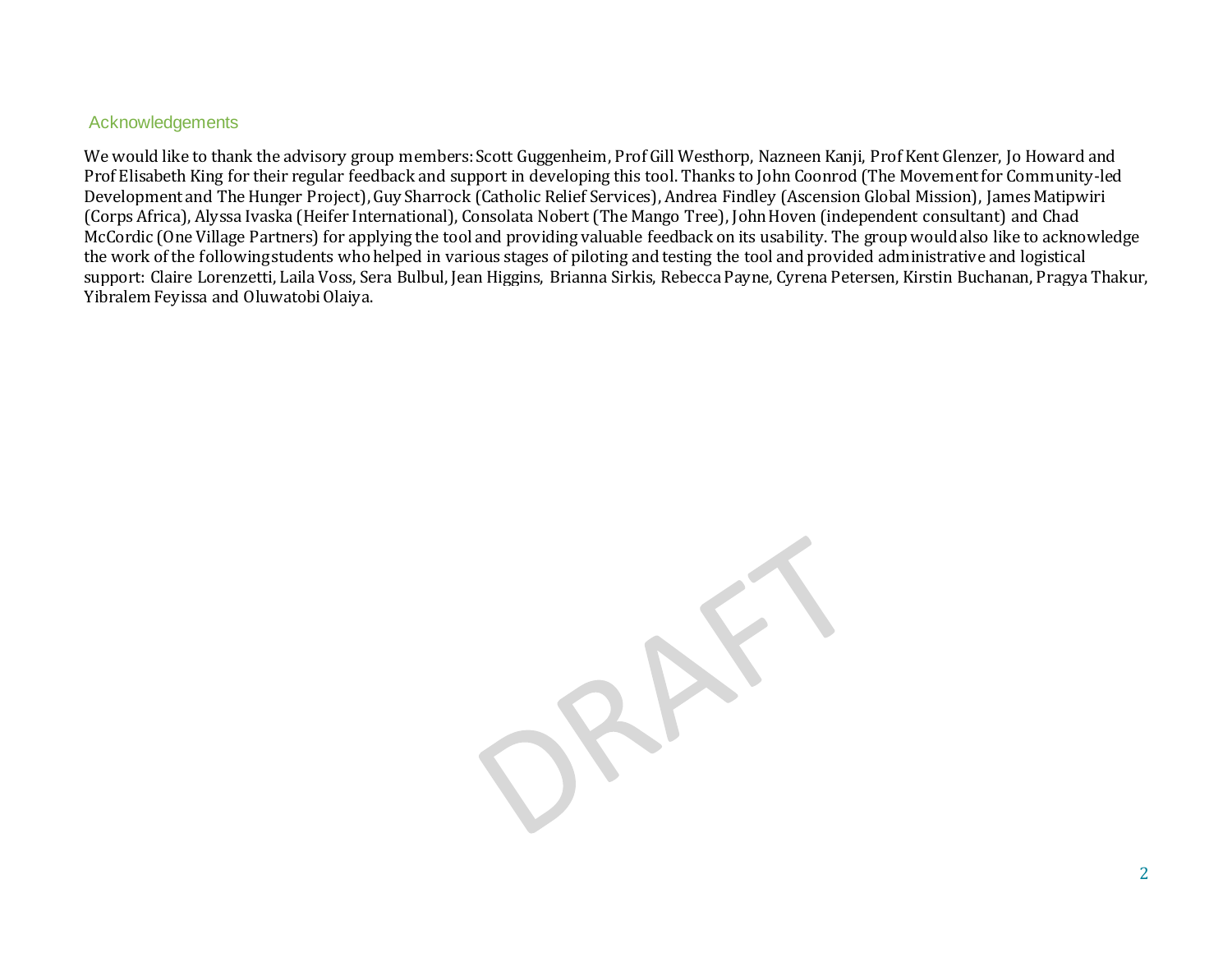## Acknowledgements

We would like to thank the advisory group members: Scott Guggenheim, Prof Gill Westhorp, Nazneen Kanji, Prof Kent Glenzer, Jo Howard and Prof Elisabeth King for their regular feedback and support in developing this tool. Thanks to John Coonrod (The Movement for Community-led Development and The Hunger Project), Guy Sharrock (Catholic Relief Services), Andrea Findley (Ascension Global Mission), James Matipwiri (Corps Africa), Alyssa Ivaska (Heifer International), Consolata Nobert (The Mango Tree), John Hoven (independent consultant) and Chad McCordic (One Village Partners) for applying the tool and providing valuable feedback on its usability. The group would also like to acknowledge the work of the following students who helped in various stages of piloting and testing the tool and provided administrative and logistical support: Claire Lorenzetti, Laila Voss, Sera Bulbul, Jean Higgins, Brianna Sirkis, Rebecca Payne, Cyrena Petersen, Kirstin Buchanan, Pragya Thakur, Yibralem Feyissa and Oluwatobi Olaiya.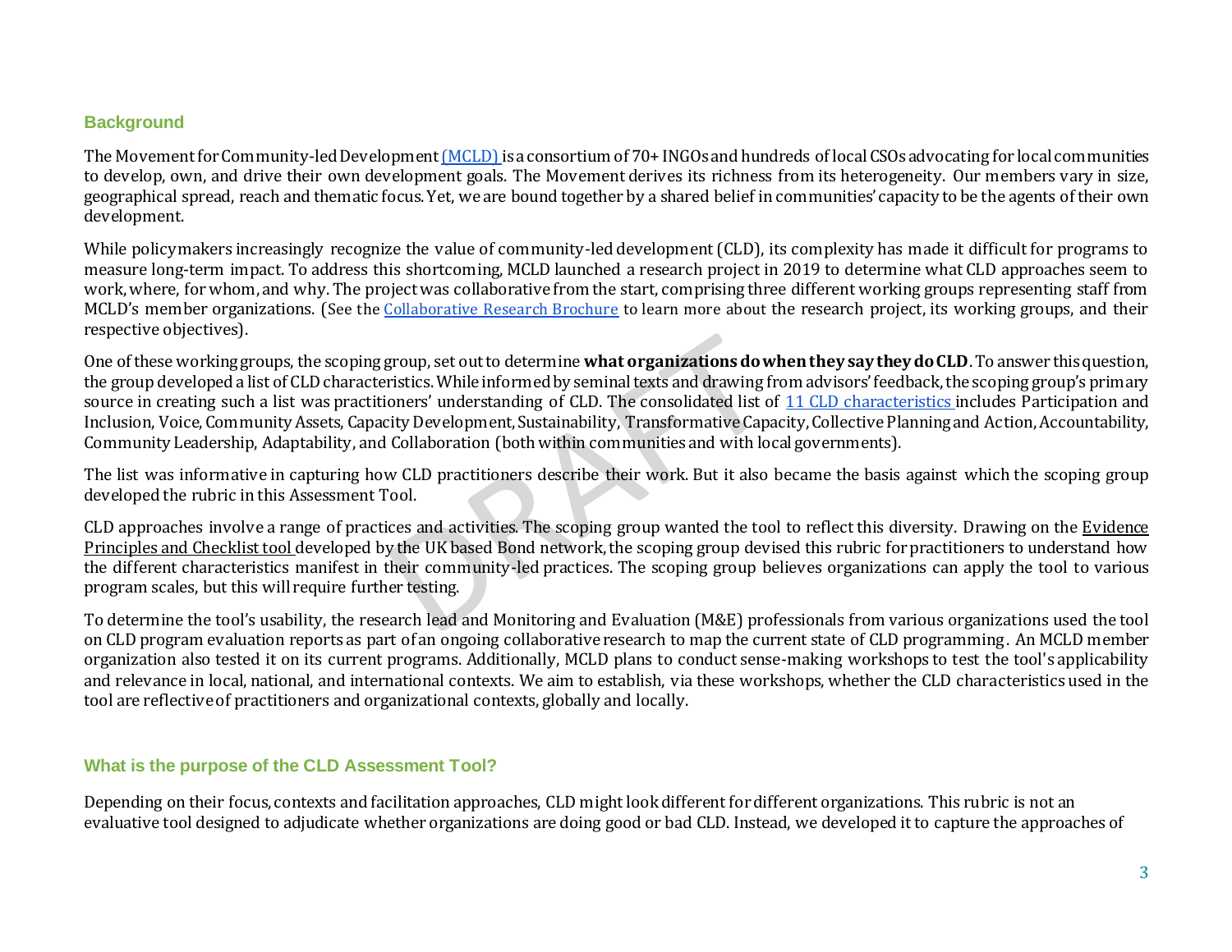## Background

The Movement for Community-led Development (MCLD) is a consortium of 70+ INGOs and hundreds of local CSOs advocating for local communities to develop, own, and drive their own development goals. The Movement derives its richness from its heterogeneity. Our members vary in size, geographical spread, reach and thematic focus. Yet, we are bound together by a shared belief in communities' capacity to be the agents of their own development.

While policymakers increasingly recognize the value of community-led development (CLD), its complexity has made it difficult for programs to measure long-term impact. To address this shortcoming, MCLD launched a research project in 2019 to determine what CLD approaches seem to work, where, for whom, and why. The project was collaborative from the start, comprising three different working groups representing staff from MCLD's member organizations. (See the Collaborative Research Brochure to learn more about the research project, its working groups, and their respective objectives).

One of these working groups, the scoping group, set out to determine **what organizations do when they say they do CLD**. To answer this question, the group developed a list of CLD characteristics. While informed by seminal texts and drawing from advisors' feedback, the scoping group's primary source in creating such a list was practitioners' understanding of CLD. The consolidated list of 11 CLD characteristics includes Participation and Inclusion, Voice, Community Assets, Capacity Development, Sustainability, Transformative Capacity, Collective Planning and Action, Accountability, Community Leadership, Adaptability, and Collaboration (both within communities and with local governments).

The list was informative in capturing how CLD practitioners describe their work. But it also became the basis against which the scoping group developed the rubric in this Assessment Tool.

CLD approaches involve a range of practices and activities. The scoping group wanted the tool to reflect this diversity. Drawing on the Evidence Principles and Checklist tool developed by the UK based Bond network, the scoping group devised this rubric for practitioners to understand how the different characteristics manifest in their community-led practices. The scoping group believes organizations can apply the tool to various program scales, but this will require further testing.

To determine the tool's usability, the research lead and Monitoring and Evaluation (M&E) professionals from various organizations used the tool on CLD program evaluation reports as part of an ongoing collaborative research to map the current state of CLD programming. An MCLD member organization also tested it on its current programs. Additionally, MCLD plans to conduct sense-making workshops to test the tool's applicability and relevance in local, national, and international contexts. We aim to establish, via these workshops, whether the CLD characteristics used in the tool are reflective of practitioners and organizational contexts, globally and locally.

## What is the purpose of the CLD Assessment Tool?

Depending on their focus, contexts and facilitation approaches, CLD might look different for different organizations. This rubric is not an evaluative tool designed to adjudicate whether organizations are doing good or bad CLD. Instead, we developed it to capture the approaches of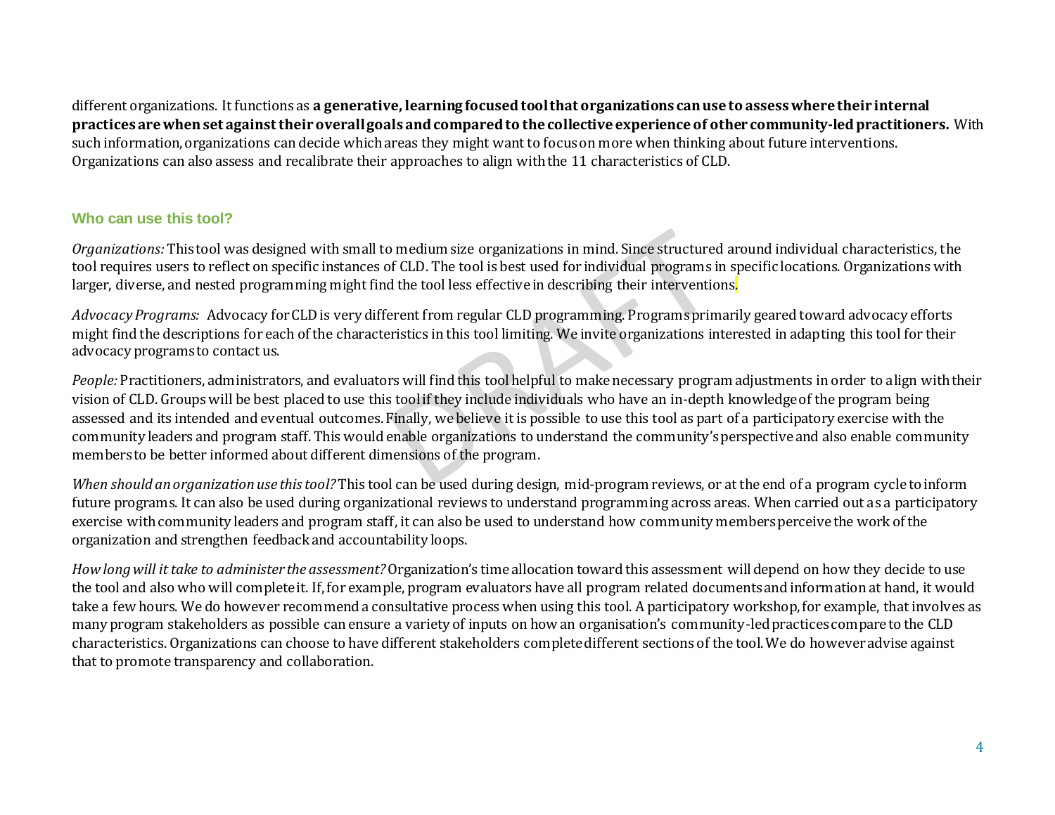different organizations. It functions as **a generative, learning focused tool that organizations can use to assess where their internal practices are when set against their overall goals and compared to the collective experience of other community-led practitioners.** With such information, organizations can decide which areas they might want to focus on more when thinking about future interventions. Organizations can also assess and recalibrate their approaches to align with the 11 characteristics of CLD.

## Who can use this tool?

*Organizations:* This tool was designed with small to medium size organizations in mind. Since structured around individual characteristics, the tool requires users to reflect on specific instances of CLD. The tool is best used for individual programs in specific locations. Organizations with larger, diverse, and nested programming might find the tool less effective in describing their interventions.

*Advocacy Programs:* Advocacy for CLD is very different from regular CLD programming. Programs primarily geared toward advocacy efforts might find the descriptions for each of the characteristics in this tool limiting. We invite organizations interested in adapting this tool for their advocacy programs to contact us.

*People:* Practitioners, administrators, and evaluators will find this tool helpful to make necessary program adjustments in order to align with their vision of CLD. Groups will be best placed to use this tool if they include individuals who have an in-depth knowledge of the program being assessed and its intended and eventual outcomes. Finally, we believe it is possible to use this tool as part of a participatory exercise with the community leaders and program staff. This would enable organizations to understand the community's perspective and also enable community members to be better informed about different dimensions of the program.

*When should an organization use this tool?* This tool can be used during design, mid-program reviews, or at the end of a program cycle to inform future programs. It can also be used during organizational reviews to understand programming across areas. When carried out as a participatory exercise with community leaders and program staff, it can also be used to understand how community members perceive the work of the organization and strengthen feedback and accountability loops.

*How long will it take to administer the assessment?* Organization's time allocation toward this assessment will depend on how they decide to use the tool and also who will complete it. If, for example, program evaluators have all program related documents and information at hand, it would take a few hours. We do however recommend a consultative process when using this tool. A participatory workshop, for example, that involves as many program stakeholders as possible can ensure a variety of inputs on how an organisation's community-led practices compare to the CLD characteristics. Organizations can choose to have different stakeholders complete different sections of the tool. We do however advise against that to promote transparency and collaboration.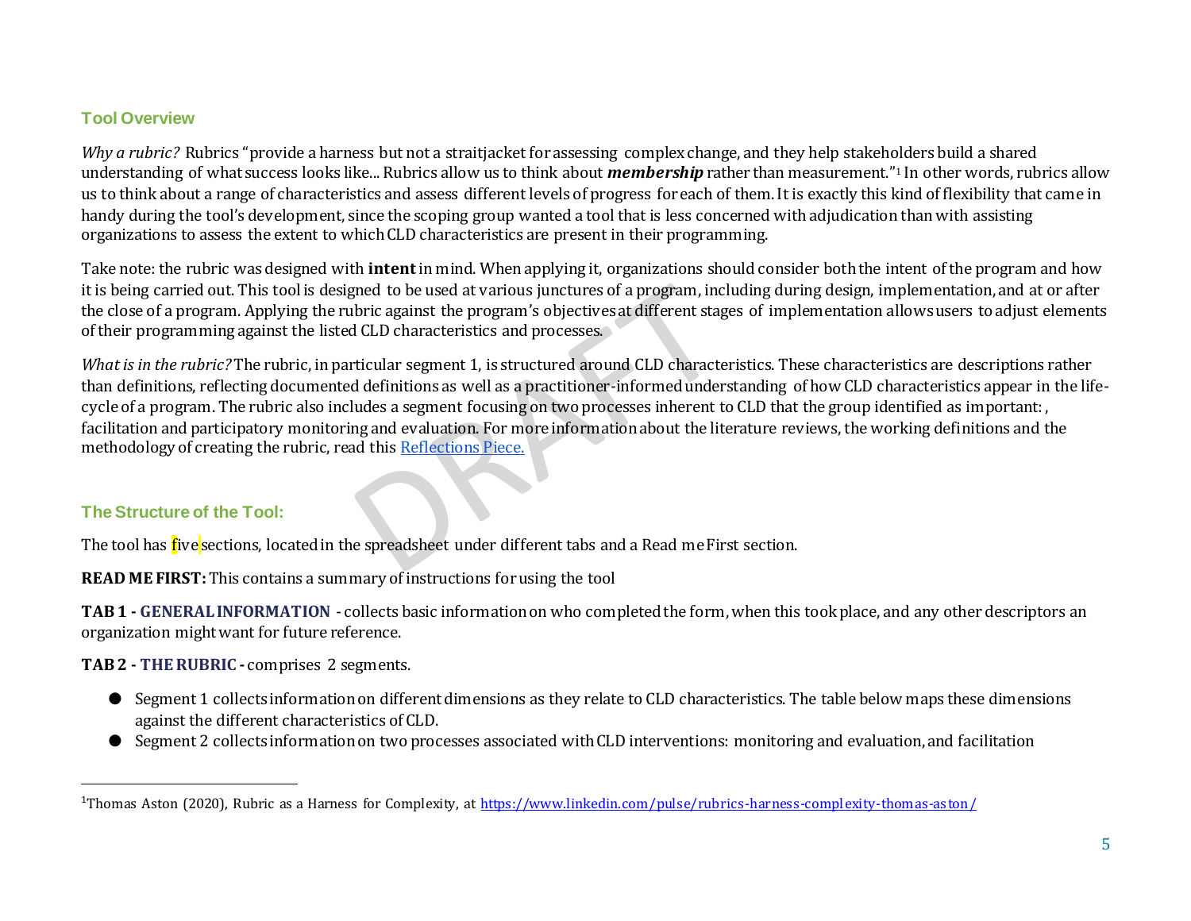## Tool Overview

*Why a rubric?* Rubrics "provide a harness but not a straitjacket for assessing complex change, and they help stakeholders build a shared understanding of what success looks like... Rubrics allow us to think about ***membership*** rather than measurement."[1] In other words, rubrics allow us to think about a range of characteristics and assess different levels of progress for each of them. It is exactly this kind of flexibility that came in handy during the tool's development, since the scoping group wanted a tool that is less concerned with adjudication than with assisting organizations to assess the extent to which CLD characteristics are present in their programming.

Take note: the rubric was designed with **intent** in mind. When applying it, organizations should consider both the intent of the program and how it is being carried out. This tool is designed to be used at various junctures of a program, including during design, implementation, and at or after the close of a program. Applying the rubric against the program's objectives at different stages of implementation allows users to adjust elements of their programming against the listed CLD characteristics and processes.

*What is in the rubric?* The rubric, in particular segment 1, is structured around CLD characteristics. These characteristics are descriptions rather than definitions, reflecting documented definitions as well as a practitioner-informed understanding of how CLD characteristics appear in the life-cycle of a program. The rubric also includes a segment focusing on two processes inherent to CLD that the group identified as important: , facilitation and participatory monitoring and evaluation. For more information about the literature reviews, the working definitions and the methodology of creating the rubric, read this [Reflections Piece.]

## The Structure of the Tool:

The tool has five sections, located in the spreadsheet under different tabs and a Read me First section.

**READ ME FIRST:** This contains a summary of instructions for using the tool

**TAB 1 - GENERAL INFORMATION** - collects basic information on who completed the form, when this took place, and any other descriptors an organization might want for future reference.

**TAB 2 - THE RUBRIC -** comprises 2 segments.

- Segment 1 collects information on different dimensions as they relate to CLD characteristics. The table below maps these dimensions against the different characteristics of CLD.
- Segment 2 collects information on two processes associated with CLD interventions: monitoring and evaluation, and facilitation

---

[1] Thomas Aston (2020), Rubric as a Harness for Complexity, at https://www.linkedin.com/pulse/rubrics-harness-complexity-thomas-aston/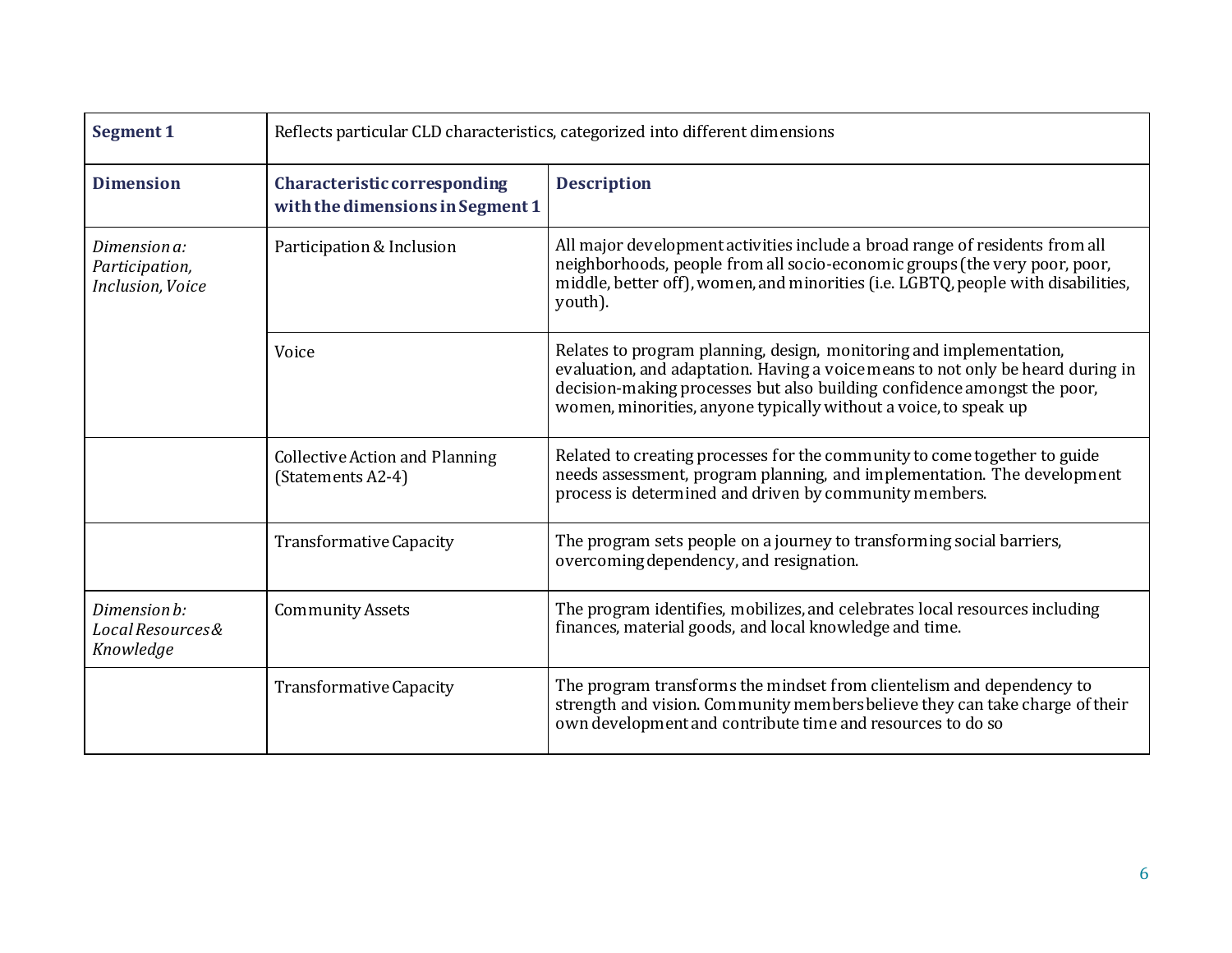| **Segment 1** | Reflects particular CLD characteristics, categorized into different dimensions | |
|---|---|---|
| **Dimension** | **Characteristic corresponding with the dimensions in Segment 1** | **Description** |
| *Dimension a: Participation, Inclusion, Voice* | Participation & Inclusion | All major development activities include a broad range of residents from all neighborhoods, people from all socio-economic groups (the very poor, poor, middle, better off), women, and minorities (i.e. LGBTQ, people with disabilities, youth). |
| | Voice | Relates to program planning, design, monitoring and implementation, evaluation, and adaptation. Having a voice means to not only be heard during in decision-making processes but also building confidence amongst the poor, women, minorities, anyone typically without a voice, to speak up |
| | Collective Action and Planning (Statements A2-4) | Related to creating processes for the community to come together to guide needs assessment, program planning, and implementation. The development process is determined and driven by community members. |
| | Transformative Capacity | The program sets people on a journey to transforming social barriers, overcoming dependency, and resignation. |
| *Dimension b: Local Resources & Knowledge* | Community Assets | The program identifies, mobilizes, and celebrates local resources including finances, material goods, and local knowledge and time. |
| | Transformative Capacity | The program transforms the mindset from clientelism and dependency to strength and vision. Community members believe they can take charge of their own development and contribute time and resources to do so |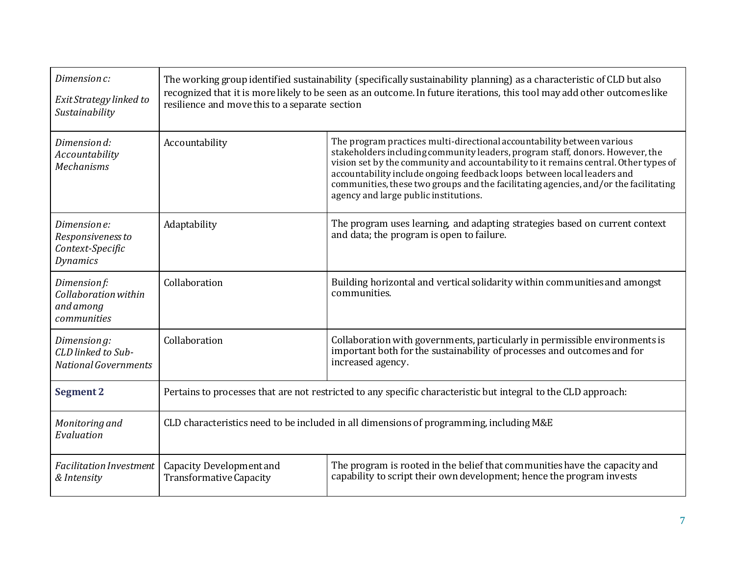| | | |
|---|---|---|
| *Dimension c: Exit Strategy linked to Sustainability* | The working group identified sustainability (specifically sustainability planning) as a characteristic of CLD but also recognized that it is more likely to be seen as an outcome. In future iterations, this tool may add other outcomes like resilience and move this to a separate section | |
| *Dimension d: Accountability Mechanisms* | Accountability | The program practices multi-directional accountability between various stakeholders including community leaders, program staff, donors. However, the vision set by the community and accountability to it remains central. Other types of accountability include ongoing feedback loops between local leaders and communities, these two groups and the facilitating agencies, and/or the facilitating agency and large public institutions. |
| *Dimension e: Responsiveness to Context-Specific Dynamics* | Adaptability | The program uses learning, and adapting strategies based on current context and data; the program is open to failure. |
| *Dimension f: Collaboration within and among communities* | Collaboration | Building horizontal and vertical solidarity within communities and amongst communities. |
| *Dimension g: CLD linked to Sub-National Governments* | Collaboration | Collaboration with governments, particularly in permissible environments is important both for the sustainability of processes and outcomes and for increased agency. |
| **Segment 2** | Pertains to processes that are not restricted to any specific characteristic but integral to the CLD approach: | |
| *Monitoring and Evaluation* | CLD characteristics need to be included in all dimensions of programming, including M&E | |
| *Facilitation Investment & Intensity* | Capacity Development and Transformative Capacity | The program is rooted in the belief that communities have the capacity and capability to script their own development; hence the program invests |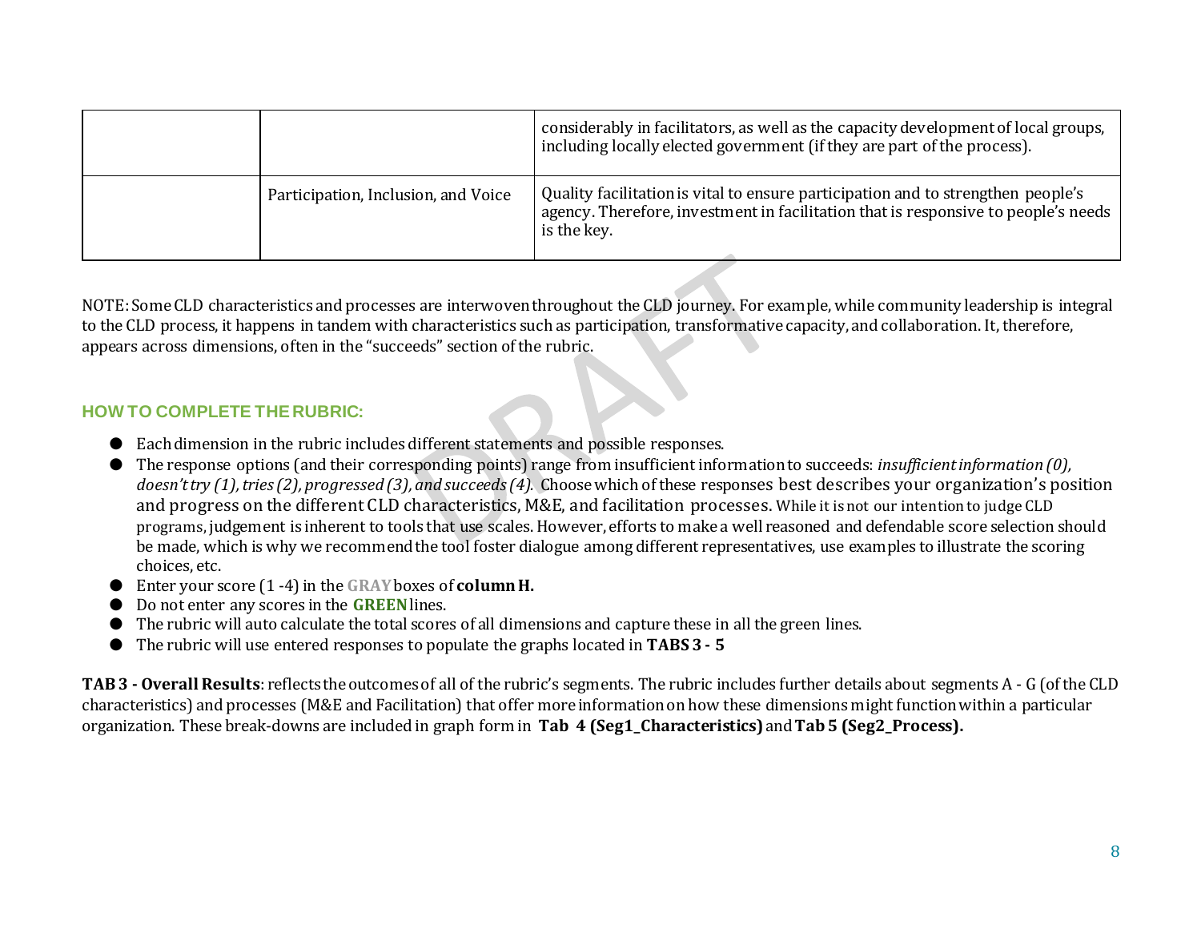|  |  | considerably in facilitators, as well as the capacity development of local groups, including locally elected government (if they are part of the process). |
|---|---|---|
|  | Participation, Inclusion, and Voice | Quality facilitation is vital to ensure participation and to strengthen people's agency. Therefore, investment in facilitation that is responsive to people's needs is the key. |

NOTE: Some CLD characteristics and processes are interwoven throughout the CLD journey. For example, while community leadership is integral to the CLD process, it happens in tandem with characteristics such as participation, transformative capacity, and collaboration. It, therefore, appears across dimensions, often in the "succeeds" section of the rubric.

### HOW TO COMPLETE THE RUBRIC:

- Each dimension in the rubric includes different statements and possible responses.
- The response options (and their corresponding points) range from insufficient information to succeeds: *insufficient information (0), doesn't try (1), tries (2), progressed (3), and succeeds (4).* Choose which of these responses best describes your organization's position and progress on the different CLD characteristics, M&E, and facilitation processes. While it is not our intention to judge CLD programs, judgement is inherent to tools that use scales. However, efforts to make a well reasoned and defendable score selection should be made, which is why we recommend the tool foster dialogue among different representatives, use examples to illustrate the scoring choices, etc.
- Enter your score (1 -4) in the **GRAY** boxes of **column H.**
- Do not enter any scores in the **GREEN** lines.
- The rubric will auto calculate the total scores of all dimensions and capture these in all the green lines.
- The rubric will use entered responses to populate the graphs located in **TABS 3 - 5**

**TAB 3 - Overall Results**: reflects the outcomes of all of the rubric's segments. The rubric includes further details about segments A - G (of the CLD characteristics) and processes (M&E and Facilitation) that offer more information on how these dimensions might function within a particular organization. These break-downs are included in graph form in **Tab 4 (Seg1_Characteristics)** and **Tab 5 (Seg2_Process).**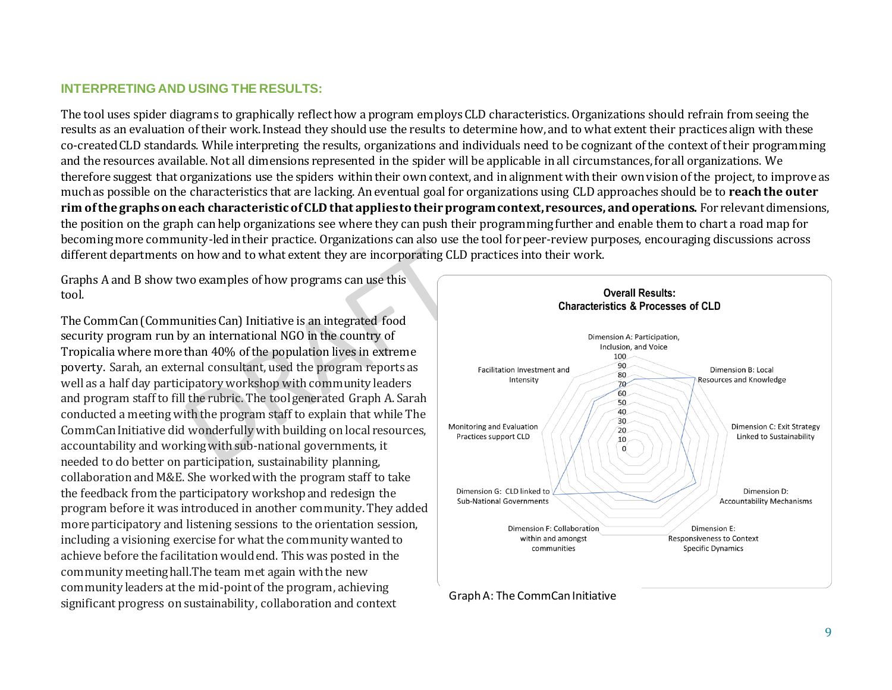### INTERPRETING AND USING THE RESULTS:

The tool uses spider diagrams to graphically reflect how a program employs CLD characteristics. Organizations should refrain from seeing the results as an evaluation of their work. Instead they should use the results to determine how, and to what extent their practices align with these co-created CLD standards. While interpreting the results, organizations and individuals need to be cognizant of the context of their programming and the resources available. Not all dimensions represented in the spider will be applicable in all circumstances, for all organizations. We therefore suggest that organizations use the spiders within their own context, and in alignment with their own vision of the project, to improve as much as possible on the characteristics that are lacking. An eventual goal for organizations using CLD approaches should be to **reach the outer rim of the graphs on each characteristic of CLD that applies to their program context, resources, and operations.** For relevant dimensions, the position on the graph can help organizations see where they can push their programming further and enable them to chart a road map for becoming more community-led in their practice. Organizations can also use the tool for peer-review purposes, encouraging discussions across different departments on how and to what extent they are incorporating CLD practices into their work.

Graphs A and B show two examples of how programs can use this tool.

The CommCan (Communities Can) Initiative is an integrated food security program run by an international NGO in the country of Tropicalia where more than 40% of the population lives in extreme poverty. Sarah, an external consultant, used the program reports as well as a half day participatory workshop with community leaders and program staff to fill the rubric. The tool generated Graph A. Sarah conducted a meeting with the program staff to explain that while The CommCan Initiative did wonderfully with building on local resources, accountability and working with sub-national governments, it needed to do better on participation, sustainability planning, collaboration and M&E. She worked with the program staff to take the feedback from the participatory workshop and redesign the program before it was introduced in another community. They added more participatory and listening sessions to the orientation session, including a visioning exercise for what the community wanted to achieve before the facilitation would end. This was posted in the community meeting hall. The team met again with the new community leaders at the mid-point of the program, achieving significant progress on sustainability, collaboration and context

**Overall Results: Characteristics & Processes of CLD**

Dimension A: Participation, Inclusion, and Voice; Dimension B: Local Resources and Knowledge; Dimension C: Exit Strategy Linked to Sustainability; Dimension D: Accountability Mechanisms; Dimension E: Responsiveness to Context Specific Dynamics; Dimension F: Collaboration within and amongst communities; Dimension G: CLD linked to Sub-National Governments; Monitoring and Evaluation Practices support CLD; Facilitation Investment and Intensity

Graph A: The CommCan Initiative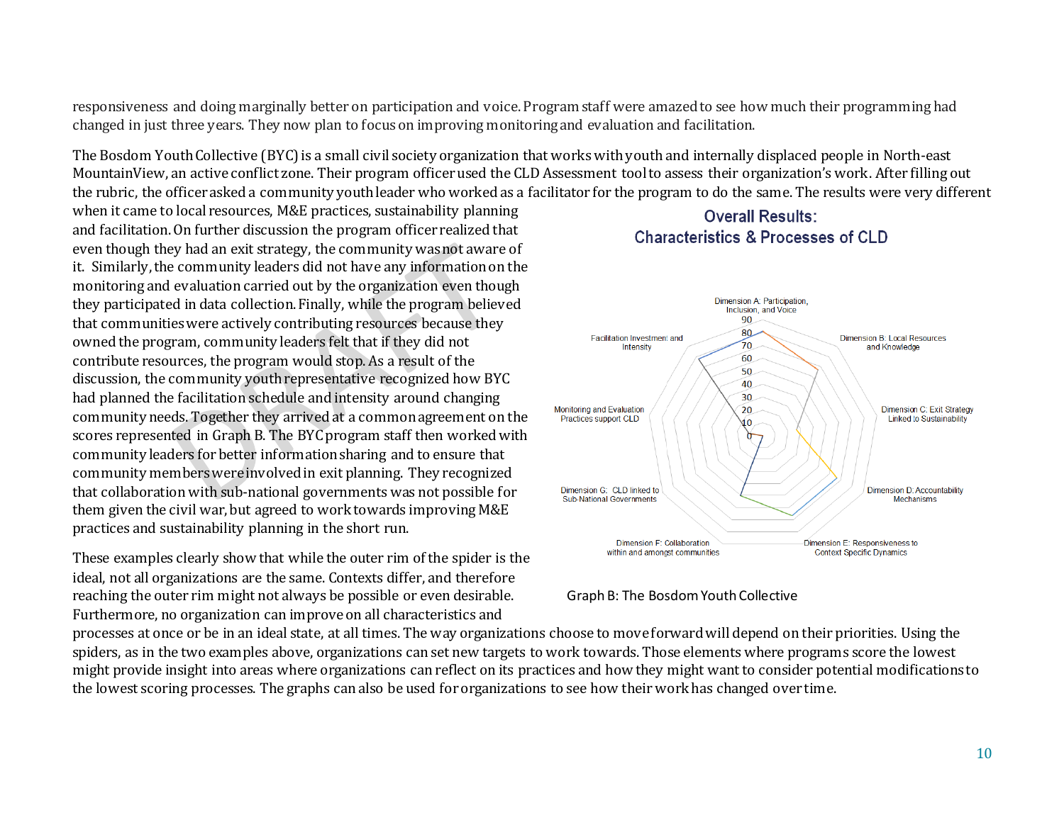responsiveness and doing marginally better on participation and voice. Program staff were amazed to see how much their programming had changed in just three years. They now plan to focus on improving monitoring and evaluation and facilitation.

The Bosdom Youth Collective (BYC) is a small civil society organization that works with youth and internally displaced people in North-east MountainView, an active conflict zone. Their program officer used the CLD Assessment tool to assess their organization's work. After filling out the rubric, the officer asked a community youth leader who worked as a facilitator for the program to do the same. The results were very different when it came to local resources, M&E practices, sustainability planning and facilitation. On further discussion the program officer realized that even though they had an exit strategy, the community was not aware of it. Similarly, the community leaders did not have any information on the monitoring and evaluation carried out by the organization even though they participated in data collection. Finally, while the program believed that communities were actively contributing resources because they owned the program, community leaders felt that if they did not contribute resources, the program would stop. As a result of the discussion, the community youth representative recognized how BYC had planned the facilitation schedule and intensity around changing community needs. Together they arrived at a common agreement on the scores represented in Graph B. The BYC program staff then worked with community leaders for better information sharing and to ensure that community members were involved in exit planning. They recognized that collaboration with sub-national governments was not possible for them given the civil war, but agreed to work towards improving M&E practices and sustainability planning in the short run.

**Overall Results: Characteristics & Processes of CLD**

Graph B: The Bosdom Youth Collective

These examples clearly show that while the outer rim of the spider is the ideal, not all organizations are the same. Contexts differ, and therefore reaching the outer rim might not always be possible or even desirable. Furthermore, no organization can improve on all characteristics and processes at once or be in an ideal state, at all times. The way organizations choose to move forward will depend on their priorities. Using the spiders, as in the two examples above, organizations can set new targets to work towards. Those elements where programs score the lowest might provide insight into areas where organizations can reflect on its practices and how they might want to consider potential modifications to the lowest scoring processes. The graphs can also be used for organizations to see how their work has changed over time.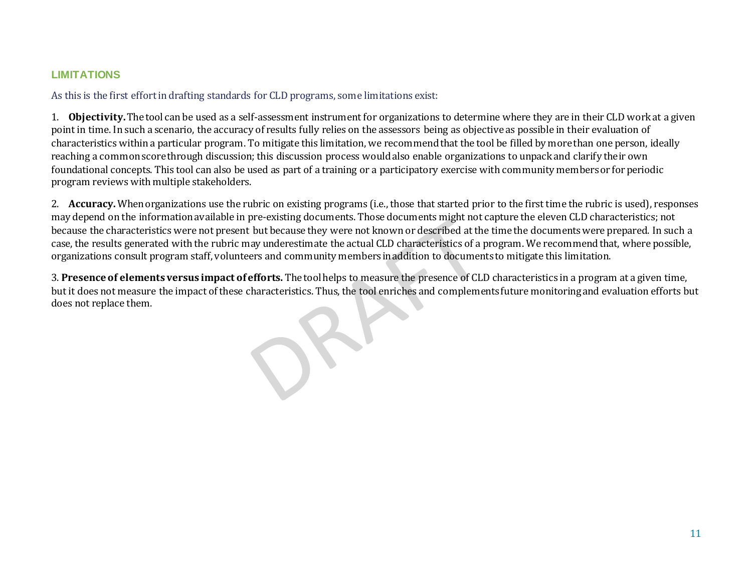## LIMITATIONS

As this is the first effort in drafting standards for CLD programs, some limitations exist:

1. **Objectivity.** The tool can be used as a self-assessment instrument for organizations to determine where they are in their CLD work at a given point in time. In such a scenario, the accuracy of results fully relies on the assessors being as objective as possible in their evaluation of characteristics within a particular program. To mitigate this limitation, we recommend that the tool be filled by more than one person, ideally reaching a common score through discussion; this discussion process would also enable organizations to unpack and clarify their own foundational concepts. This tool can also be used as part of a training or a participatory exercise with community members or for periodic program reviews with multiple stakeholders.

2. **Accuracy.** When organizations use the rubric on existing programs (i.e., those that started prior to the first time the rubric is used), responses may depend on the information available in pre-existing documents. Those documents might not capture the eleven CLD characteristics; not because the characteristics were not present but because they were not known or described at the time the documents were prepared. In such a case, the results generated with the rubric may underestimate the actual CLD characteristics of a program. We recommend that, where possible, organizations consult program staff, volunteers and community members in addition to documents to mitigate this limitation.

3. **Presence of elements versus impact of efforts.** The tool helps to measure the presence of CLD characteristics in a program at a given time, but it does not measure the impact of these characteristics. Thus, the tool enriches and complements future monitoring and evaluation efforts but does not replace them.